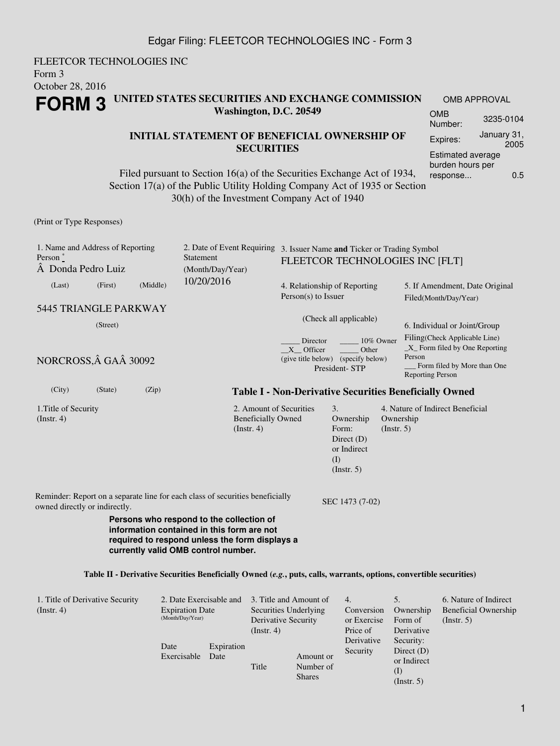FLEETCOR TECHNOLOGIES INC
Form 3
October 28, 2016

# FORM 3

## UNITED STATES SECURITIES AND EXCHANGE COMMISSION
**Washington, D.C. 20549**

| OMB APPROVAL | |
|---|---|
| OMB Number: | 3235-0104 |
| Expires: | January 31, 2005 |
| Estimated average burden hours per response... | 0.5 |

### INITIAL STATEMENT OF BENEFICIAL OWNERSHIP OF SECURITIES

Filed pursuant to Section 16(a) of the Securities Exchange Act of 1934, Section 17(a) of the Public Utility Holding Company Act of 1935 or Section 30(h) of the Investment Company Act of 1940

(Print or Type Responses)

1. Name and Address of Reporting Person *
Â  Donda Pedro Luiz
(Last) (First) (Middle)

5445 TRIANGLE PARKWAY
(Street)

NORCROSS,Â GAÂ 30092
(City) (State) (Zip)

2. Date of Event Requiring Statement (Month/Day/Year)
10/20/2016

3. Issuer Name **and** Ticker or Trading Symbol
FLEETCOR TECHNOLOGIES INC [FLT]

4. Relationship of Reporting Person(s) to Issuer
(Check all applicable)
_____ Director _____ 10% Owner
__X__ Officer (give title below) _____ Other (specify below)
President- STP

5. If Amendment, Date Original Filed(Month/Day/Year)

6. Individual or Joint/Group Filing(Check Applicable Line)
_X_ Form filed by One Reporting Person
___ Form filed by More than One Reporting Person

**Table I - Non-Derivative Securities Beneficially Owned**

| 1.Title of Security (Instr. 4) | 2. Amount of Securities Beneficially Owned (Instr. 4) | 3. Ownership Form: Direct (D) or Indirect (I) (Instr. 5) | 4. Nature of Indirect Beneficial Ownership (Instr. 5) |
|---|---|---|---|

Reminder: Report on a separate line for each class of securities beneficially owned directly or indirectly.

SEC 1473 (7-02)

**Persons who respond to the collection of information contained in this form are not required to respond unless the form displays a currently valid OMB control number.**

**Table II - Derivative Securities Beneficially Owned (*e.g.*, puts, calls, warrants, options, convertible securities)**

| 1. Title of Derivative Security (Instr. 4) | 2. Date Exercisable and Expiration Date (Month/Day/Year) | | 3. Title and Amount of Securities Underlying Derivative Security (Instr. 4) | | 4. Conversion or Exercise Price of Derivative Security | 5. Ownership Form of Derivative Security: Direct (D) or Indirect (I) (Instr. 5) | 6. Nature of Indirect Beneficial Ownership (Instr. 5) |
|---|---|---|---|---|---|---|---|
| | Date Exercisable | Expiration Date | Title | Amount or Number of Shares | | | |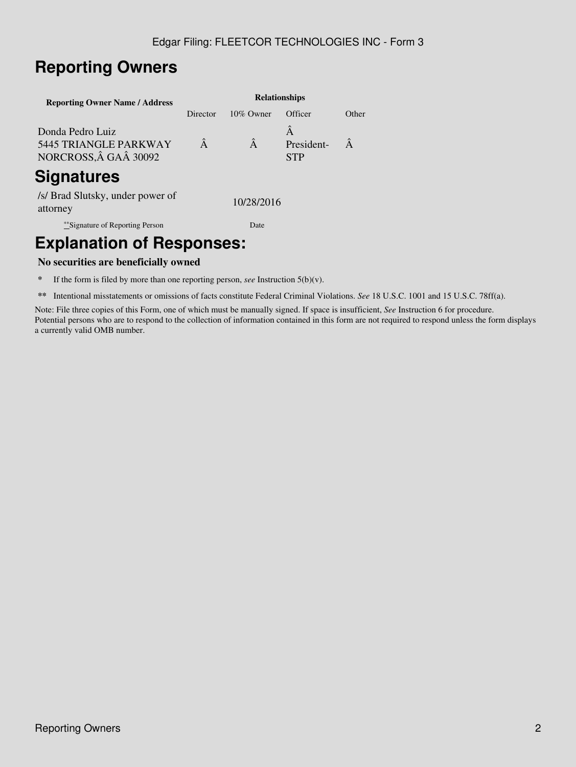## Reporting Owners

| Reporting Owner Name / Address | Relationships | | | |
|---|---|---|---|---|
| | Director | 10% Owner | Officer | Other |
| Donda Pedro Luiz<br>5445 TRIANGLE PARKWAY<br>NORCROSS, GA 30092 | | | President-STP | |

## Signatures

| | |
|---|---|
| /s/ Brad Slutsky, under power of attorney | 10/28/2016 |
| **Signature of Reporting Person | Date |

## Explanation of Responses:

**No securities are beneficially owned**

\* If the form is filed by more than one reporting person, *see* Instruction 5(b)(v).

\** Intentional misstatements or omissions of facts constitute Federal Criminal Violations. *See* 18 U.S.C. 1001 and 15 U.S.C. 78ff(a).

Note: File three copies of this Form, one of which must be manually signed. If space is insufficient, *See* Instruction 6 for procedure.
Potential persons who are to respond to the collection of information contained in this form are not required to respond unless the form displays a currently valid OMB number.